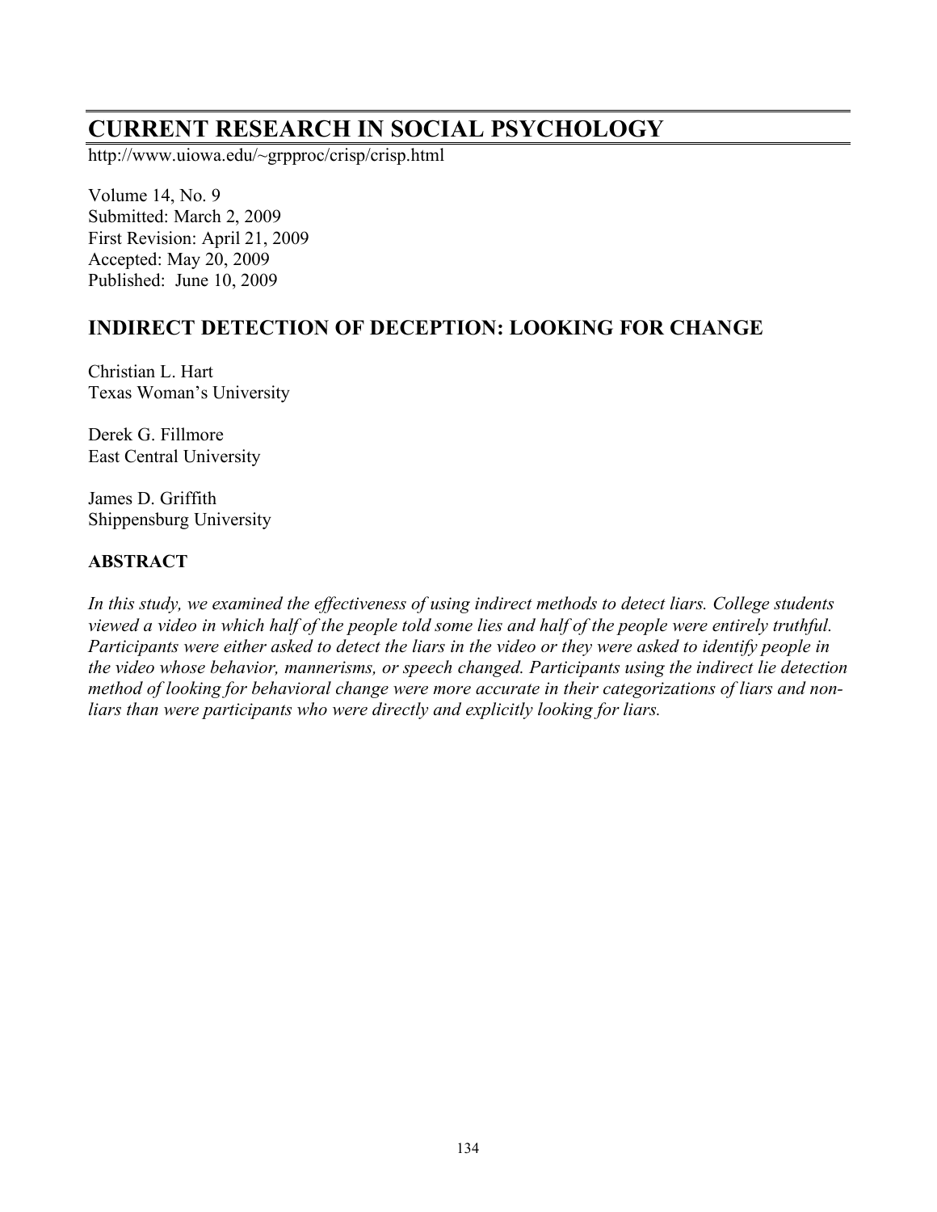# CURRENT RESEARCH IN SOCIAL PSYCHOLOGY

http://www.uiowa.edu/~grpproc/crisp/crisp.html

Volume 14, No. 9
Submitted: March 2, 2009
First Revision: April 21, 2009
Accepted: May 20, 2009
Published: June 10, 2009

## INDIRECT DETECTION OF DECEPTION: LOOKING FOR CHANGE

Christian L. Hart
Texas Woman's University

Derek G. Fillmore
East Central University

James D. Griffith
Shippensburg University

### ABSTRACT

*In this study, we examined the effectiveness of using indirect methods to detect liars. College students viewed a video in which half of the people told some lies and half of the people were entirely truthful. Participants were either asked to detect the liars in the video or they were asked to identify people in the video whose behavior, mannerisms, or speech changed. Participants using the indirect lie detection method of looking for behavioral change were more accurate in their categorizations of liars and non-liars than were participants who were directly and explicitly looking for liars.*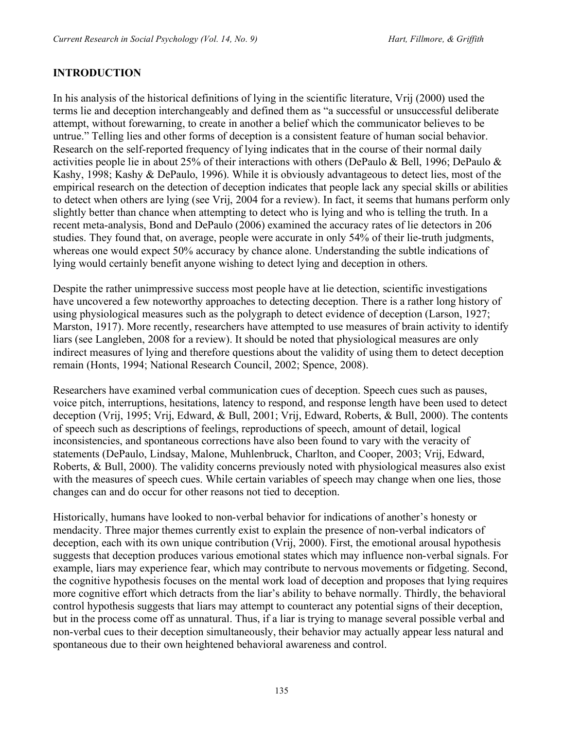## INTRODUCTION

In his analysis of the historical definitions of lying in the scientific literature, Vrij (2000) used the terms lie and deception interchangeably and defined them as "a successful or unsuccessful deliberate attempt, without forewarning, to create in another a belief which the communicator believes to be untrue." Telling lies and other forms of deception is a consistent feature of human social behavior. Research on the self-reported frequency of lying indicates that in the course of their normal daily activities people lie in about 25% of their interactions with others (DePaulo & Bell, 1996; DePaulo & Kashy, 1998; Kashy & DePaulo, 1996). While it is obviously advantageous to detect lies, most of the empirical research on the detection of deception indicates that people lack any special skills or abilities to detect when others are lying (see Vrij, 2004 for a review). In fact, it seems that humans perform only slightly better than chance when attempting to detect who is lying and who is telling the truth. In a recent meta-analysis, Bond and DePaulo (2006) examined the accuracy rates of lie detectors in 206 studies. They found that, on average, people were accurate in only 54% of their lie-truth judgments, whereas one would expect 50% accuracy by chance alone. Understanding the subtle indications of lying would certainly benefit anyone wishing to detect lying and deception in others.

Despite the rather unimpressive success most people have at lie detection, scientific investigations have uncovered a few noteworthy approaches to detecting deception. There is a rather long history of using physiological measures such as the polygraph to detect evidence of deception (Larson, 1927; Marston, 1917). More recently, researchers have attempted to use measures of brain activity to identify liars (see Langleben, 2008 for a review). It should be noted that physiological measures are only indirect measures of lying and therefore questions about the validity of using them to detect deception remain (Honts, 1994; National Research Council, 2002; Spence, 2008).

Researchers have examined verbal communication cues of deception. Speech cues such as pauses, voice pitch, interruptions, hesitations, latency to respond, and response length have been used to detect deception (Vrij, 1995; Vrij, Edward, & Bull, 2001; Vrij, Edward, Roberts, & Bull, 2000). The contents of speech such as descriptions of feelings, reproductions of speech, amount of detail, logical inconsistencies, and spontaneous corrections have also been found to vary with the veracity of statements (DePaulo, Lindsay, Malone, Muhlenbruck, Charlton, and Cooper, 2003; Vrij, Edward, Roberts, & Bull, 2000). The validity concerns previously noted with physiological measures also exist with the measures of speech cues. While certain variables of speech may change when one lies, those changes can and do occur for other reasons not tied to deception.

Historically, humans have looked to non-verbal behavior for indications of another's honesty or mendacity. Three major themes currently exist to explain the presence of non-verbal indicators of deception, each with its own unique contribution (Vrij, 2000). First, the emotional arousal hypothesis suggests that deception produces various emotional states which may influence non-verbal signals. For example, liars may experience fear, which may contribute to nervous movements or fidgeting. Second, the cognitive hypothesis focuses on the mental work load of deception and proposes that lying requires more cognitive effort which detracts from the liar's ability to behave normally. Thirdly, the behavioral control hypothesis suggests that liars may attempt to counteract any potential signs of their deception, but in the process come off as unnatural. Thus, if a liar is trying to manage several possible verbal and non-verbal cues to their deception simultaneously, their behavior may actually appear less natural and spontaneous due to their own heightened behavioral awareness and control.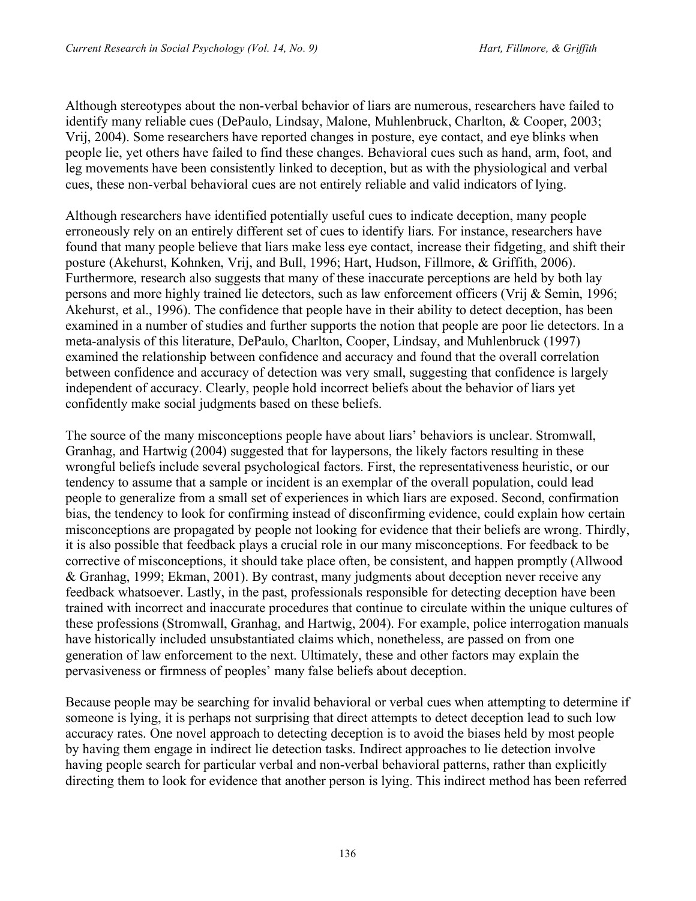Although stereotypes about the non-verbal behavior of liars are numerous, researchers have failed to identify many reliable cues (DePaulo, Lindsay, Malone, Muhlenbruck, Charlton, & Cooper, 2003; Vrij, 2004). Some researchers have reported changes in posture, eye contact, and eye blinks when people lie, yet others have failed to find these changes. Behavioral cues such as hand, arm, foot, and leg movements have been consistently linked to deception, but as with the physiological and verbal cues, these non-verbal behavioral cues are not entirely reliable and valid indicators of lying.

Although researchers have identified potentially useful cues to indicate deception, many people erroneously rely on an entirely different set of cues to identify liars. For instance, researchers have found that many people believe that liars make less eye contact, increase their fidgeting, and shift their posture (Akehurst, Kohnken, Vrij, and Bull, 1996; Hart, Hudson, Fillmore, & Griffith, 2006). Furthermore, research also suggests that many of these inaccurate perceptions are held by both lay persons and more highly trained lie detectors, such as law enforcement officers (Vrij & Semin, 1996; Akehurst, et al., 1996). The confidence that people have in their ability to detect deception, has been examined in a number of studies and further supports the notion that people are poor lie detectors. In a meta-analysis of this literature, DePaulo, Charlton, Cooper, Lindsay, and Muhlenbruck (1997) examined the relationship between confidence and accuracy and found that the overall correlation between confidence and accuracy of detection was very small, suggesting that confidence is largely independent of accuracy. Clearly, people hold incorrect beliefs about the behavior of liars yet confidently make social judgments based on these beliefs.

The source of the many misconceptions people have about liars' behaviors is unclear. Stromwall, Granhag, and Hartwig (2004) suggested that for laypersons, the likely factors resulting in these wrongful beliefs include several psychological factors. First, the representativeness heuristic, or our tendency to assume that a sample or incident is an exemplar of the overall population, could lead people to generalize from a small set of experiences in which liars are exposed. Second, confirmation bias, the tendency to look for confirming instead of disconfirming evidence, could explain how certain misconceptions are propagated by people not looking for evidence that their beliefs are wrong. Thirdly, it is also possible that feedback plays a crucial role in our many misconceptions. For feedback to be corrective of misconceptions, it should take place often, be consistent, and happen promptly (Allwood & Granhag, 1999; Ekman, 2001). By contrast, many judgments about deception never receive any feedback whatsoever. Lastly, in the past, professionals responsible for detecting deception have been trained with incorrect and inaccurate procedures that continue to circulate within the unique cultures of these professions (Stromwall, Granhag, and Hartwig, 2004). For example, police interrogation manuals have historically included unsubstantiated claims which, nonetheless, are passed on from one generation of law enforcement to the next. Ultimately, these and other factors may explain the pervasiveness or firmness of peoples' many false beliefs about deception.

Because people may be searching for invalid behavioral or verbal cues when attempting to determine if someone is lying, it is perhaps not surprising that direct attempts to detect deception lead to such low accuracy rates. One novel approach to detecting deception is to avoid the biases held by most people by having them engage in indirect lie detection tasks. Indirect approaches to lie detection involve having people search for particular verbal and non-verbal behavioral patterns, rather than explicitly directing them to look for evidence that another person is lying. This indirect method has been referred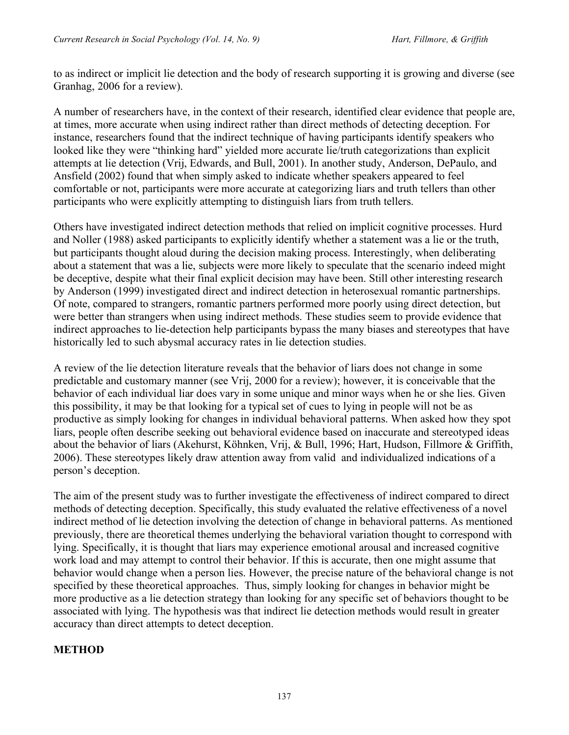to as indirect or implicit lie detection and the body of research supporting it is growing and diverse (see Granhag, 2006 for a review).

A number of researchers have, in the context of their research, identified clear evidence that people are, at times, more accurate when using indirect rather than direct methods of detecting deception. For instance, researchers found that the indirect technique of having participants identify speakers who looked like they were "thinking hard" yielded more accurate lie/truth categorizations than explicit attempts at lie detection (Vrij, Edwards, and Bull, 2001). In another study, Anderson, DePaulo, and Ansfield (2002) found that when simply asked to indicate whether speakers appeared to feel comfortable or not, participants were more accurate at categorizing liars and truth tellers than other participants who were explicitly attempting to distinguish liars from truth tellers.

Others have investigated indirect detection methods that relied on implicit cognitive processes. Hurd and Noller (1988) asked participants to explicitly identify whether a statement was a lie or the truth, but participants thought aloud during the decision making process. Interestingly, when deliberating about a statement that was a lie, subjects were more likely to speculate that the scenario indeed might be deceptive, despite what their final explicit decision may have been. Still other interesting research by Anderson (1999) investigated direct and indirect detection in heterosexual romantic partnerships. Of note, compared to strangers, romantic partners performed more poorly using direct detection, but were better than strangers when using indirect methods. These studies seem to provide evidence that indirect approaches to lie-detection help participants bypass the many biases and stereotypes that have historically led to such abysmal accuracy rates in lie detection studies.

A review of the lie detection literature reveals that the behavior of liars does not change in some predictable and customary manner (see Vrij, 2000 for a review); however, it is conceivable that the behavior of each individual liar does vary in some unique and minor ways when he or she lies. Given this possibility, it may be that looking for a typical set of cues to lying in people will not be as productive as simply looking for changes in individual behavioral patterns. When asked how they spot liars, people often describe seeking out behavioral evidence based on inaccurate and stereotyped ideas about the behavior of liars (Akehurst, Köhnken, Vrij, & Bull, 1996; Hart, Hudson, Fillmore & Griffith, 2006). These stereotypes likely draw attention away from valid and individualized indications of a person's deception.

The aim of the present study was to further investigate the effectiveness of indirect compared to direct methods of detecting deception. Specifically, this study evaluated the relative effectiveness of a novel indirect method of lie detection involving the detection of change in behavioral patterns. As mentioned previously, there are theoretical themes underlying the behavioral variation thought to correspond with lying. Specifically, it is thought that liars may experience emotional arousal and increased cognitive work load and may attempt to control their behavior. If this is accurate, then one might assume that behavior would change when a person lies. However, the precise nature of the behavioral change is not specified by these theoretical approaches. Thus, simply looking for changes in behavior might be more productive as a lie detection strategy than looking for any specific set of behaviors thought to be associated with lying. The hypothesis was that indirect lie detection methods would result in greater accuracy than direct attempts to detect deception.

## METHOD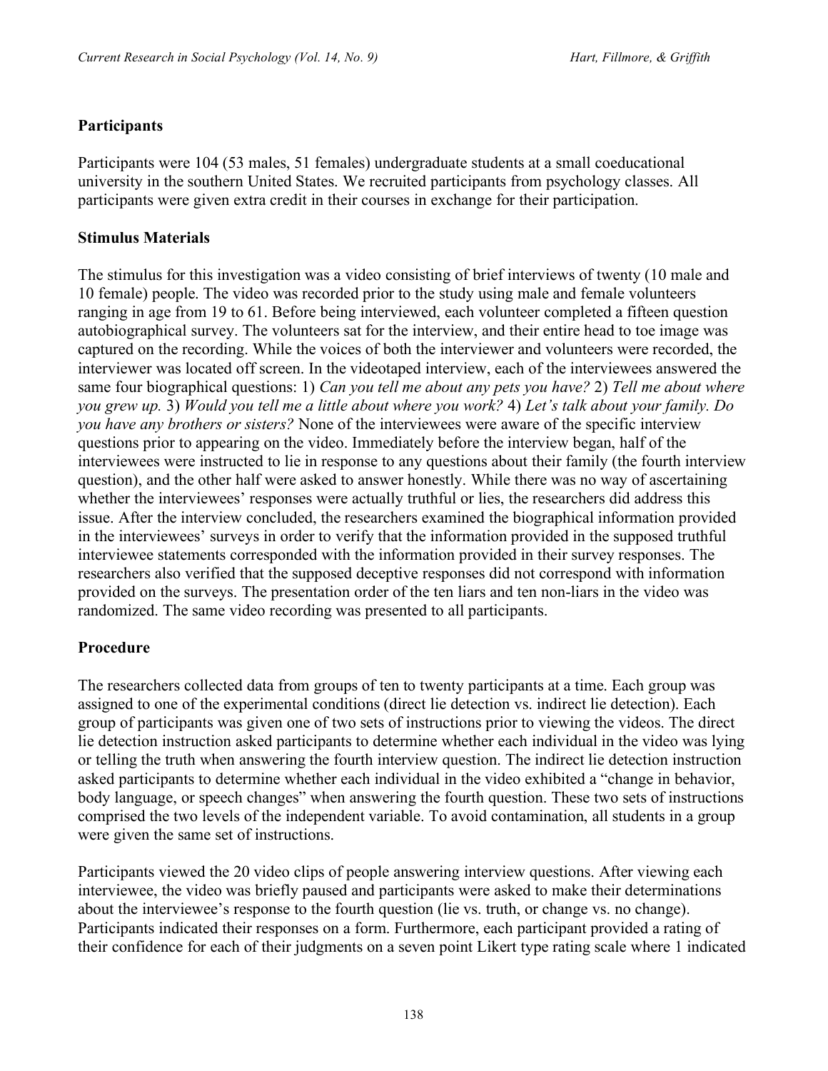## Participants

Participants were 104 (53 males, 51 females) undergraduate students at a small coeducational university in the southern United States. We recruited participants from psychology classes. All participants were given extra credit in their courses in exchange for their participation.

## Stimulus Materials

The stimulus for this investigation was a video consisting of brief interviews of twenty (10 male and 10 female) people. The video was recorded prior to the study using male and female volunteers ranging in age from 19 to 61. Before being interviewed, each volunteer completed a fifteen question autobiographical survey. The volunteers sat for the interview, and their entire head to toe image was captured on the recording. While the voices of both the interviewer and volunteers were recorded, the interviewer was located off screen. In the videotaped interview, each of the interviewees answered the same four biographical questions: 1) *Can you tell me about any pets you have?* 2) *Tell me about where you grew up.* 3) *Would you tell me a little about where you work?* 4) *Let's talk about your family. Do you have any brothers or sisters?* None of the interviewees were aware of the specific interview questions prior to appearing on the video. Immediately before the interview began, half of the interviewees were instructed to lie in response to any questions about their family (the fourth interview question), and the other half were asked to answer honestly. While there was no way of ascertaining whether the interviewees' responses were actually truthful or lies, the researchers did address this issue. After the interview concluded, the researchers examined the biographical information provided in the interviewees' surveys in order to verify that the information provided in the supposed truthful interviewee statements corresponded with the information provided in their survey responses. The researchers also verified that the supposed deceptive responses did not correspond with information provided on the surveys. The presentation order of the ten liars and ten non-liars in the video was randomized. The same video recording was presented to all participants.

## Procedure

The researchers collected data from groups of ten to twenty participants at a time. Each group was assigned to one of the experimental conditions (direct lie detection vs. indirect lie detection). Each group of participants was given one of two sets of instructions prior to viewing the videos. The direct lie detection instruction asked participants to determine whether each individual in the video was lying or telling the truth when answering the fourth interview question. The indirect lie detection instruction asked participants to determine whether each individual in the video exhibited a "change in behavior, body language, or speech changes" when answering the fourth question. These two sets of instructions comprised the two levels of the independent variable. To avoid contamination, all students in a group were given the same set of instructions.

Participants viewed the 20 video clips of people answering interview questions. After viewing each interviewee, the video was briefly paused and participants were asked to make their determinations about the interviewee's response to the fourth question (lie vs. truth, or change vs. no change). Participants indicated their responses on a form. Furthermore, each participant provided a rating of their confidence for each of their judgments on a seven point Likert type rating scale where 1 indicated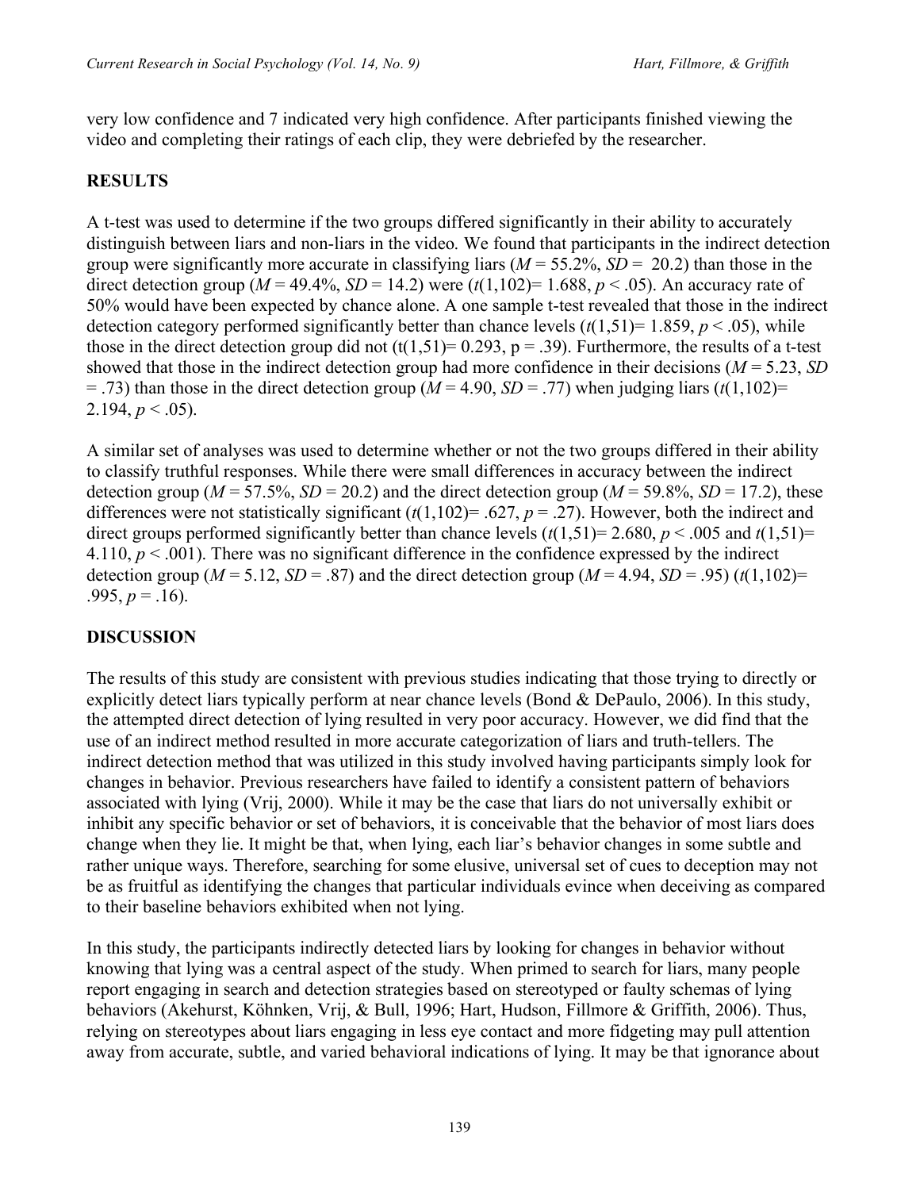very low confidence and 7 indicated very high confidence. After participants finished viewing the video and completing their ratings of each clip, they were debriefed by the researcher.

## RESULTS

A t-test was used to determine if the two groups differed significantly in their ability to accurately distinguish between liars and non-liars in the video. We found that participants in the indirect detection group were significantly more accurate in classifying liars ($M$ = 55.2%, $SD$ = 20.2) than those in the direct detection group ($M$ = 49.4%, $SD$ = 14.2) were ($t(1,102)$= 1.688, $p < .05$). An accuracy rate of 50% would have been expected by chance alone. A one sample t-test revealed that those in the indirect detection category performed significantly better than chance levels ($t(1,51)$= 1.859, $p < .05$), while those in the direct detection group did not ($t(1,51)$= 0.293, $p = .39$). Furthermore, the results of a t-test showed that those in the indirect detection group had more confidence in their decisions ($M$ = 5.23, $SD$ = .73) than those in the direct detection group ($M$ = 4.90, $SD$ = .77) when judging liars ($t(1,102)$= 2.194, $p < .05$).

A similar set of analyses was used to determine whether or not the two groups differed in their ability to classify truthful responses. While there were small differences in accuracy between the indirect detection group ($M$ = 57.5%, $SD$ = 20.2) and the direct detection group ($M$ = 59.8%, $SD$ = 17.2), these differences were not statistically significant ($t(1,102)$= .627, $p = .27$). However, both the indirect and direct groups performed significantly better than chance levels ($t(1,51)$= 2.680, $p < .005$ and $t(1,51)$= 4.110, $p < .001$). There was no significant difference in the confidence expressed by the indirect detection group ($M$ = 5.12, $SD$ = .87) and the direct detection group ($M$ = 4.94, $SD$ = .95) ($t(1,102)$= .995, $p = .16$).

## DISCUSSION

The results of this study are consistent with previous studies indicating that those trying to directly or explicitly detect liars typically perform at near chance levels (Bond & DePaulo, 2006). In this study, the attempted direct detection of lying resulted in very poor accuracy. However, we did find that the use of an indirect method resulted in more accurate categorization of liars and truth-tellers. The indirect detection method that was utilized in this study involved having participants simply look for changes in behavior. Previous researchers have failed to identify a consistent pattern of behaviors associated with lying (Vrij, 2000). While it may be the case that liars do not universally exhibit or inhibit any specific behavior or set of behaviors, it is conceivable that the behavior of most liars does change when they lie. It might be that, when lying, each liar's behavior changes in some subtle and rather unique ways. Therefore, searching for some elusive, universal set of cues to deception may not be as fruitful as identifying the changes that particular individuals evince when deceiving as compared to their baseline behaviors exhibited when not lying.

In this study, the participants indirectly detected liars by looking for changes in behavior without knowing that lying was a central aspect of the study. When primed to search for liars, many people report engaging in search and detection strategies based on stereotyped or faulty schemas of lying behaviors (Akehurst, Köhnken, Vrij, & Bull, 1996; Hart, Hudson, Fillmore & Griffith, 2006). Thus, relying on stereotypes about liars engaging in less eye contact and more fidgeting may pull attention away from accurate, subtle, and varied behavioral indications of lying. It may be that ignorance about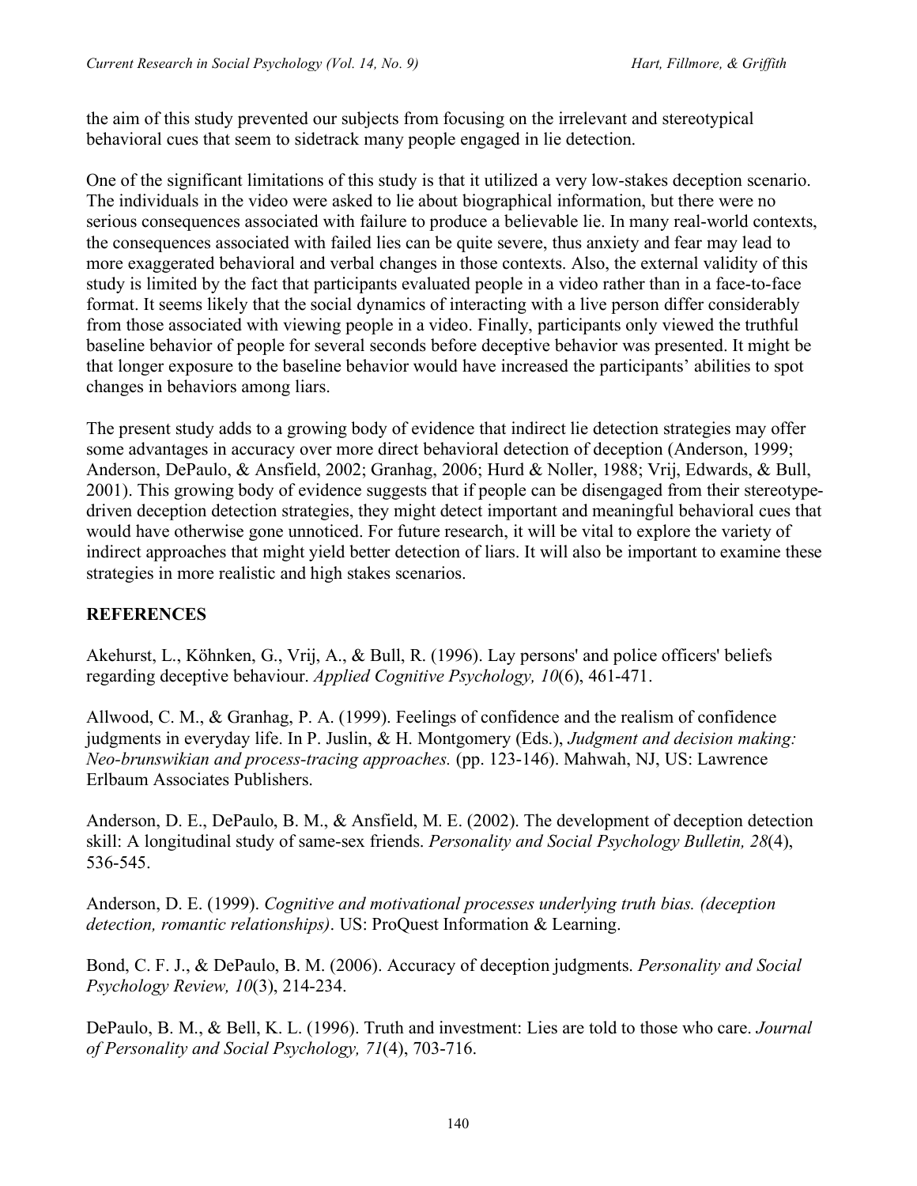the aim of this study prevented our subjects from focusing on the irrelevant and stereotypical behavioral cues that seem to sidetrack many people engaged in lie detection.

One of the significant limitations of this study is that it utilized a very low-stakes deception scenario. The individuals in the video were asked to lie about biographical information, but there were no serious consequences associated with failure to produce a believable lie. In many real-world contexts, the consequences associated with failed lies can be quite severe, thus anxiety and fear may lead to more exaggerated behavioral and verbal changes in those contexts. Also, the external validity of this study is limited by the fact that participants evaluated people in a video rather than in a face-to-face format. It seems likely that the social dynamics of interacting with a live person differ considerably from those associated with viewing people in a video. Finally, participants only viewed the truthful baseline behavior of people for several seconds before deceptive behavior was presented. It might be that longer exposure to the baseline behavior would have increased the participants' abilities to spot changes in behaviors among liars.

The present study adds to a growing body of evidence that indirect lie detection strategies may offer some advantages in accuracy over more direct behavioral detection of deception (Anderson, 1999; Anderson, DePaulo, & Ansfield, 2002; Granhag, 2006; Hurd & Noller, 1988; Vrij, Edwards, & Bull, 2001). This growing body of evidence suggests that if people can be disengaged from their stereotype-driven deception detection strategies, they might detect important and meaningful behavioral cues that would have otherwise gone unnoticed. For future research, it will be vital to explore the variety of indirect approaches that might yield better detection of liars. It will also be important to examine these strategies in more realistic and high stakes scenarios.

## REFERENCES

Akehurst, L., Köhnken, G., Vrij, A., & Bull, R. (1996). Lay persons' and police officers' beliefs regarding deceptive behaviour. *Applied Cognitive Psychology, 10*(6), 461-471.

Allwood, C. M., & Granhag, P. A. (1999). Feelings of confidence and the realism of confidence judgments in everyday life. In P. Juslin, & H. Montgomery (Eds.), *Judgment and decision making: Neo-brunswikian and process-tracing approaches.* (pp. 123-146). Mahwah, NJ, US: Lawrence Erlbaum Associates Publishers.

Anderson, D. E., DePaulo, B. M., & Ansfield, M. E. (2002). The development of deception detection skill: A longitudinal study of same-sex friends. *Personality and Social Psychology Bulletin, 28*(4), 536-545.

Anderson, D. E. (1999). *Cognitive and motivational processes underlying truth bias. (deception detection, romantic relationships)*. US: ProQuest Information & Learning.

Bond, C. F. J., & DePaulo, B. M. (2006). Accuracy of deception judgments. *Personality and Social Psychology Review, 10*(3), 214-234.

DePaulo, B. M., & Bell, K. L. (1996). Truth and investment: Lies are told to those who care. *Journal of Personality and Social Psychology, 71*(4), 703-716.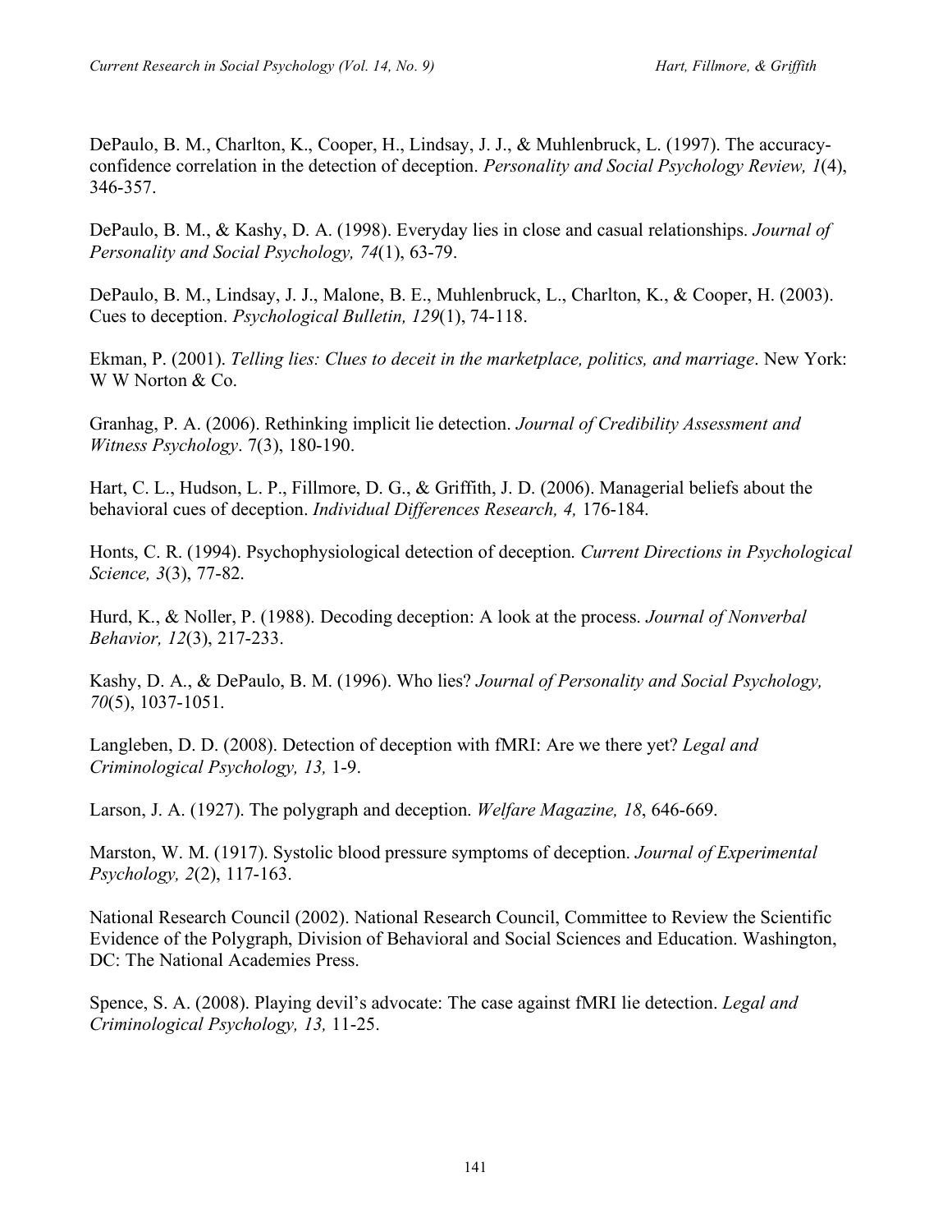DePaulo, B. M., Charlton, K., Cooper, H., Lindsay, J. J., & Muhlenbruck, L. (1997). The accuracy-confidence correlation in the detection of deception. *Personality and Social Psychology Review, 1*(4), 346-357.

DePaulo, B. M., & Kashy, D. A. (1998). Everyday lies in close and casual relationships. *Journal of Personality and Social Psychology, 74*(1), 63-79.

DePaulo, B. M., Lindsay, J. J., Malone, B. E., Muhlenbruck, L., Charlton, K., & Cooper, H. (2003). Cues to deception. *Psychological Bulletin, 129*(1), 74-118.

Ekman, P. (2001). *Telling lies: Clues to deceit in the marketplace, politics, and marriage*. New York: W W Norton & Co.

Granhag, P. A. (2006). Rethinking implicit lie detection. *Journal of Credibility Assessment and Witness Psychology*. 7(3), 180-190.

Hart, C. L., Hudson, L. P., Fillmore, D. G., & Griffith, J. D. (2006). Managerial beliefs about the behavioral cues of deception. *Individual Differences Research, 4,* 176-184.

Honts, C. R. (1994). Psychophysiological detection of deception. *Current Directions in Psychological Science, 3*(3), 77-82.

Hurd, K., & Noller, P. (1988). Decoding deception: A look at the process. *Journal of Nonverbal Behavior, 12*(3), 217-233.

Kashy, D. A., & DePaulo, B. M. (1996). Who lies? *Journal of Personality and Social Psychology, 70*(5), 1037-1051.

Langleben, D. D. (2008). Detection of deception with fMRI: Are we there yet? *Legal and Criminological Psychology, 13,* 1-9.

Larson, J. A. (1927). The polygraph and deception. *Welfare Magazine, 18*, 646-669.

Marston, W. M. (1917). Systolic blood pressure symptoms of deception. *Journal of Experimental Psychology, 2*(2), 117-163.

National Research Council (2002). National Research Council, Committee to Review the Scientific Evidence of the Polygraph, Division of Behavioral and Social Sciences and Education. Washington, DC: The National Academies Press.

Spence, S. A. (2008). Playing devil's advocate: The case against fMRI lie detection. *Legal and Criminological Psychology, 13,* 11-25.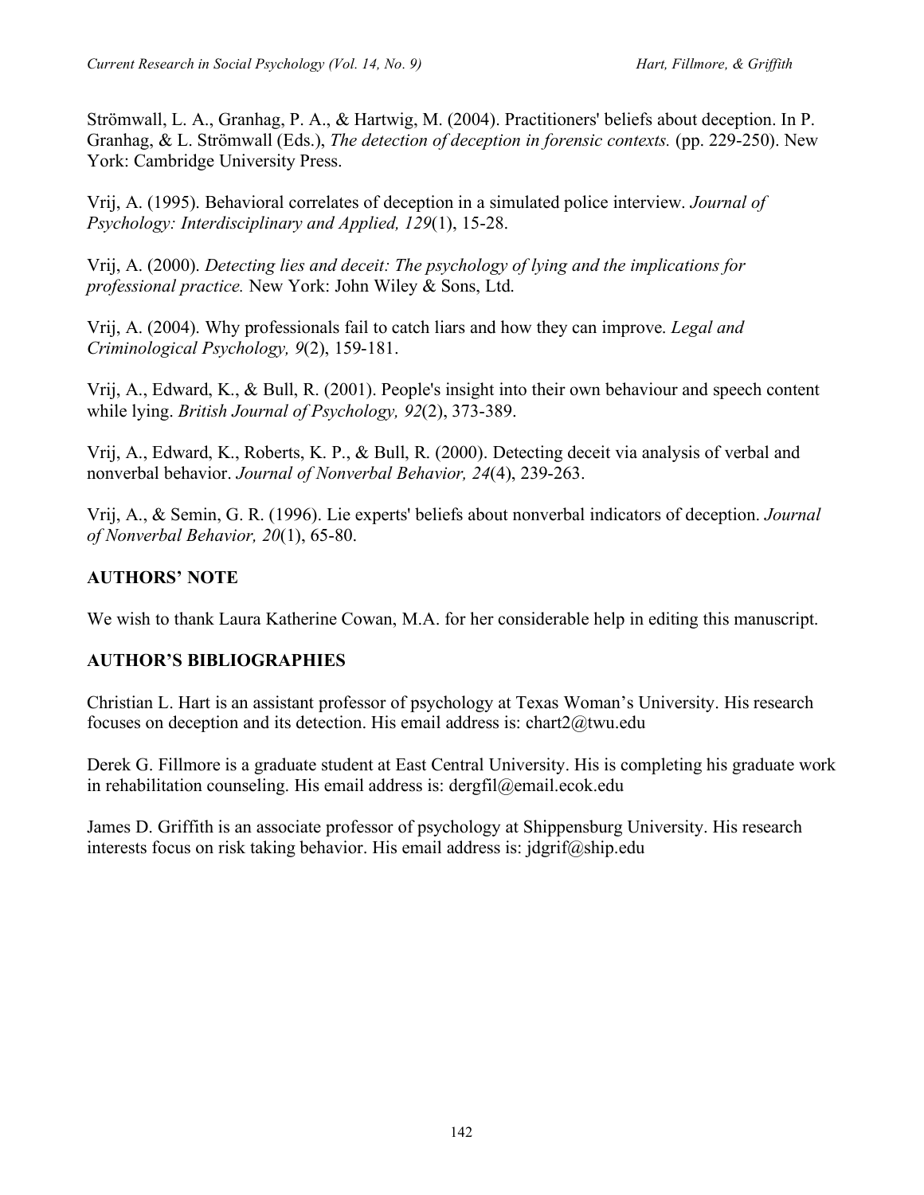Strömwall, L. A., Granhag, P. A., & Hartwig, M. (2004). Practitioners' beliefs about deception. In P. Granhag, & L. Strömwall (Eds.), *The detection of deception in forensic contexts.* (pp. 229-250). New York: Cambridge University Press.

Vrij, A. (1995). Behavioral correlates of deception in a simulated police interview. *Journal of Psychology: Interdisciplinary and Applied, 129*(1), 15-28.

Vrij, A. (2000). *Detecting lies and deceit: The psychology of lying and the implications for professional practice.* New York: John Wiley & Sons, Ltd.

Vrij, A. (2004). Why professionals fail to catch liars and how they can improve. *Legal and Criminological Psychology, 9*(2), 159-181.

Vrij, A., Edward, K., & Bull, R. (2001). People's insight into their own behaviour and speech content while lying. *British Journal of Psychology, 92*(2), 373-389.

Vrij, A., Edward, K., Roberts, K. P., & Bull, R. (2000). Detecting deceit via analysis of verbal and nonverbal behavior. *Journal of Nonverbal Behavior, 24*(4), 239-263.

Vrij, A., & Semin, G. R. (1996). Lie experts' beliefs about nonverbal indicators of deception. *Journal of Nonverbal Behavior, 20*(1), 65-80.

## AUTHORS' NOTE

We wish to thank Laura Katherine Cowan, M.A. for her considerable help in editing this manuscript.

## AUTHOR'S BIBLIOGRAPHIES

Christian L. Hart is an assistant professor of psychology at Texas Woman's University. His research focuses on deception and its detection. His email address is: chart2@twu.edu

Derek G. Fillmore is a graduate student at East Central University. His is completing his graduate work in rehabilitation counseling. His email address is: dergfil@email.ecok.edu

James D. Griffith is an associate professor of psychology at Shippensburg University. His research interests focus on risk taking behavior. His email address is: jdgrif@ship.edu